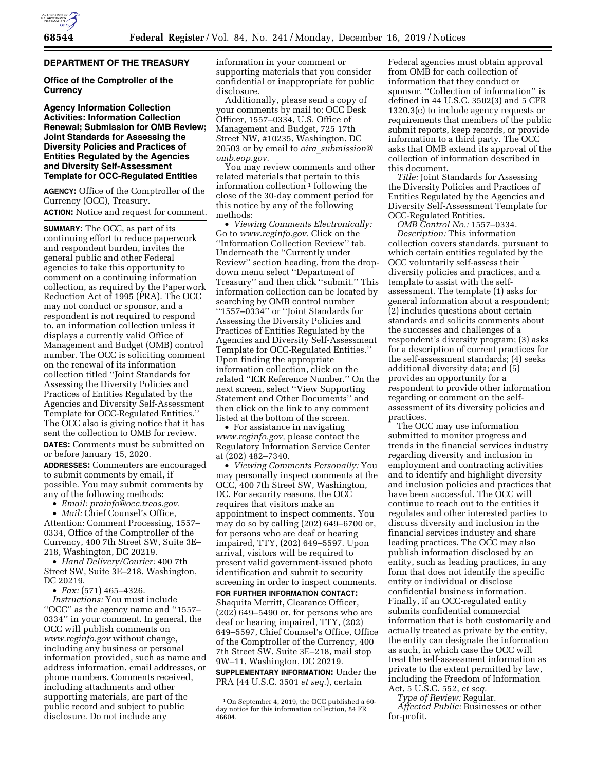## DEPARTMENT OF THE TREASURY

### Office of the Comptroller of the Currency

### Agency Information Collection Activities: Information Collection Renewal; Submission for OMB Review; Joint Standards for Assessing the Diversity Policies and Practices of Entities Regulated by the Agencies and Diversity Self-Assessment Template for OCC-Regulated Entities

**AGENCY:** Office of the Comptroller of the Currency (OCC), Treasury.

**ACTION:** Notice and request for comment.

**SUMMARY:** The OCC, as part of its continuing effort to reduce paperwork and respondent burden, invites the general public and other Federal agencies to take this opportunity to comment on a continuing information collection, as required by the Paperwork Reduction Act of 1995 (PRA). The OCC may not conduct or sponsor, and a respondent is not required to respond to, an information collection unless it displays a currently valid Office of Management and Budget (OMB) control number. The OCC is soliciting comment on the renewal of its information collection titled ''Joint Standards for Assessing the Diversity Policies and Practices of Entities Regulated by the Agencies and Diversity Self-Assessment Template for OCC-Regulated Entities.'' The OCC also is giving notice that it has sent the collection to OMB for review.

**DATES:** Comments must be submitted on or before January 15, 2020.

**ADDRESSES:** Commenters are encouraged to submit comments by email, if possible. You may submit comments by any of the following methods:

- *Email: prainfo@occ.treas.gov.*
- *Mail:* Chief Counsel's Office, Attention: Comment Processing, 1557–0334, Office of the Comptroller of the Currency, 400 7th Street SW, Suite 3E–218, Washington, DC 20219.
- *Hand Delivery/Courier:* 400 7th Street SW, Suite 3E–218, Washington, DC 20219.
- *Fax:* (571) 465–4326.

*Instructions:* You must include ''OCC'' as the agency name and ''1557–0334'' in your comment. In general, the OCC will publish comments on *www.reginfo.gov* without change, including any business or personal information provided, such as name and address information, email addresses, or phone numbers. Comments received, including attachments and other supporting materials, are part of the public record and subject to public disclosure. Do not include any information in your comment or supporting materials that you consider confidential or inappropriate for public disclosure.

Additionally, please send a copy of your comments by mail to: OCC Desk Officer, 1557–0334, U.S. Office of Management and Budget, 725 17th Street NW, #10235, Washington, DC 20503 or by email to *oira_submission@omb.eop.gov.*

You may review comments and other related materials that pertain to this information collection [1] following the close of the 30-day comment period for this notice by any of the following methods:

- *Viewing Comments Electronically:* Go to *www.reginfo.gov.* Click on the ''Information Collection Review'' tab. Underneath the ''Currently under Review'' section heading, from the drop-down menu select ''Department of Treasury'' and then click ''submit.'' This information collection can be located by searching by OMB control number ''1557–0334'' or ''Joint Standards for Assessing the Diversity Policies and Practices of Entities Regulated by the Agencies and Diversity Self-Assessment Template for OCC-Regulated Entities.'' Upon finding the appropriate information collection, click on the related ''ICR Reference Number.'' On the next screen, select ''View Supporting Statement and Other Documents'' and then click on the link to any comment listed at the bottom of the screen.
- For assistance in navigating *www.reginfo.gov,* please contact the Regulatory Information Service Center at (202) 482–7340.
- *Viewing Comments Personally:* You may personally inspect comments at the OCC, 400 7th Street SW, Washington, DC. For security reasons, the OCC requires that visitors make an appointment to inspect comments. You may do so by calling (202) 649–6700 or, for persons who are deaf or hearing impaired, TTY, (202) 649–5597. Upon arrival, visitors will be required to present valid government-issued photo identification and submit to security screening in order to inspect comments.

**FOR FURTHER INFORMATION CONTACT:** Shaquita Merritt, Clearance Officer, (202) 649–5490 or, for persons who are deaf or hearing impaired, TTY, (202) 649–5597, Chief Counsel's Office, Office of the Comptroller of the Currency, 400 7th Street SW, Suite 3E–218, mail stop 9W–11, Washington, DC 20219.

**SUPPLEMENTARY INFORMATION:** Under the PRA (44 U.S.C. 3501 *et seq.*), certain Federal agencies must obtain approval from OMB for each collection of information that they conduct or sponsor. ''Collection of information'' is defined in 44 U.S.C. 3502(3) and 5 CFR 1320.3(c) to include agency requests or requirements that members of the public submit reports, keep records, or provide information to a third party. The OCC asks that OMB extend its approval of the collection of information described in this document.

*Title:* Joint Standards for Assessing the Diversity Policies and Practices of Entities Regulated by the Agencies and Diversity Self-Assessment Template for OCC-Regulated Entities.

*OMB Control No.:* 1557–0334.

*Description:* This information collection covers standards, pursuant to which certain entities regulated by the OCC voluntarily self-assess their diversity policies and practices, and a template to assist with the self-assessment. The template (1) asks for general information about a respondent; (2) includes questions about certain standards and solicits comments about the successes and challenges of a respondent's diversity program; (3) asks for a description of current practices for the self-assessment standards; (4) seeks additional diversity data; and (5) provides an opportunity for a respondent to provide other information regarding or comment on the self-assessment of its diversity policies and practices.

The OCC may use information submitted to monitor progress and trends in the financial services industry regarding diversity and inclusion in employment and contracting activities and to identify and highlight diversity and inclusion policies and practices that have been successful. The OCC will continue to reach out to the entities it regulates and other interested parties to discuss diversity and inclusion in the financial services industry and share leading practices. The OCC may also publish information disclosed by an entity, such as leading practices, in any form that does not identify the specific entity or individual or disclose confidential business information. Finally, if an OCC-regulated entity submits confidential commercial information that is both customarily and actually treated as private by the entity, the entity can designate the information as such, in which case the OCC will treat the self-assessment information as private to the extent permitted by law, including the Freedom of Information Act, 5 U.S.C. 552, *et seq.*

*Type of Review:* Regular.

*Affected Public:* Businesses or other for-profit.

---

[1] On September 4, 2019, the OCC published a 60-day notice for this information collection, 84 FR 46604.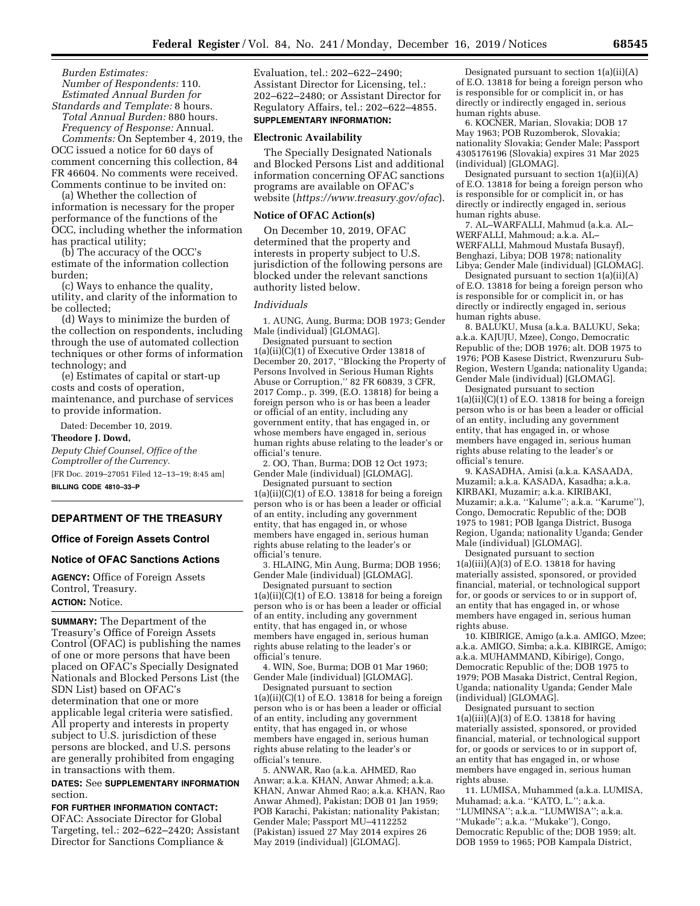*Burden Estimates:*

*Number of Respondents:* 110.

*Estimated Annual Burden for Standards and Template:* 8 hours.

*Total Annual Burden:* 880 hours.

*Frequency of Response:* Annual.

*Comments:* On September 4, 2019, the OCC issued a notice for 60 days of comment concerning this collection, 84 FR 46604. No comments were received. Comments continue to be invited on:

(a) Whether the collection of information is necessary for the proper performance of the functions of the OCC, including whether the information has practical utility;

(b) The accuracy of the OCC's estimate of the information collection burden;

(c) Ways to enhance the quality, utility, and clarity of the information to be collected;

(d) Ways to minimize the burden of the collection on respondents, including through the use of automated collection techniques or other forms of information technology; and

(e) Estimates of capital or start-up costs and costs of operation, maintenance, and purchase of services to provide information.

Dated: December 10, 2019.

**Theodore J. Dowd,**

*Deputy Chief Counsel, Office of the Comptroller of the Currency.*

[FR Doc. 2019–27051 Filed 12–13–19; 8:45 am]

**BILLING CODE 4810–33–P**

## DEPARTMENT OF THE TREASURY

### Office of Foreign Assets Control

### Notice of OFAC Sanctions Actions

**AGENCY:** Office of Foreign Assets Control, Treasury.

**ACTION:** Notice.

**SUMMARY:** The Department of the Treasury's Office of Foreign Assets Control (OFAC) is publishing the names of one or more persons that have been placed on OFAC's Specially Designated Nationals and Blocked Persons List (the SDN List) based on OFAC's determination that one or more applicable legal criteria were satisfied. All property and interests in property subject to U.S. jurisdiction of these persons are blocked, and U.S. persons are generally prohibited from engaging in transactions with them.

**DATES:** See **SUPPLEMENTARY INFORMATION** section.

**FOR FURTHER INFORMATION CONTACT:** OFAC: Associate Director for Global Targeting, tel.: 202–622–2420; Assistant Director for Sanctions Compliance & Evaluation, tel.: 202–622–2490; Assistant Director for Licensing, tel.: 202–622–2480; or Assistant Director for Regulatory Affairs, tel.: 202–622–4855.

**SUPPLEMENTARY INFORMATION:**

**Electronic Availability**

The Specially Designated Nationals and Blocked Persons List and additional information concerning OFAC sanctions programs are available on OFAC's website (*https://www.treasury.gov/ofac*).

**Notice of OFAC Action(s)**

On December 10, 2019, OFAC determined that the property and interests in property subject to U.S. jurisdiction of the following persons are blocked under the relevant sanctions authority listed below.

*Individuals*

1. AUNG, Aung, Burma; DOB 1973; Gender Male (individual) [GLOMAG].

Designated pursuant to section 1(a)(ii)(C)(1) of Executive Order 13818 of December 20, 2017, ''Blocking the Property of Persons Involved in Serious Human Rights Abuse or Corruption,'' 82 FR 60839, 3 CFR, 2017 Comp., p. 399, (E.O. 13818) for being a foreign person who is or has been a leader or official of an entity, including any government entity, that has engaged in, or whose members have engaged in, serious human rights abuse relating to the leader's or official's tenure.

2. OO, Than, Burma; DOB 12 Oct 1973; Gender Male (individual) [GLOMAG].

Designated pursuant to section 1(a)(ii)(C)(1) of E.O. 13818 for being a foreign person who is or has been a leader or official of an entity, including any government entity, that has engaged in, or whose members have engaged in, serious human rights abuse relating to the leader's or official's tenure.

3. HLAING, Min Aung, Burma; DOB 1956; Gender Male (individual) [GLOMAG].

Designated pursuant to section 1(a)(ii)(C)(1) of E.O. 13818 for being a foreign person who is or has been a leader or official of an entity, including any government entity, that has engaged in, or whose members have engaged in, serious human rights abuse relating to the leader's or official's tenure.

4. WIN, Soe, Burma; DOB 01 Mar 1960; Gender Male (individual) [GLOMAG].

Designated pursuant to section 1(a)(ii)(C)(1) of E.O. 13818 for being a foreign person who is or has been a leader or official of an entity, including any government entity, that has engaged in, or whose members have engaged in, serious human rights abuse relating to the leader's or official's tenure.

5. ANWAR, Rao (a.k.a. AHMED, Rao Anwar; a.k.a. KHAN, Anwar Ahmed; a.k.a. KHAN, Anwar Ahmed Rao; a.k.a. KHAN, Rao Anwar Ahmed), Pakistan; DOB 01 Jan 1959; POB Karachi, Pakistan; nationality Pakistan; Gender Male; Passport MU–4112252 (Pakistan) issued 27 May 2014 expires 26 May 2019 (individual) [GLOMAG].

Designated pursuant to section 1(a)(ii)(A) of E.O. 13818 for being a foreign person who is responsible for or complicit in, or has directly or indirectly engaged in, serious human rights abuse.

6. KOCNER, Marian, Slovakia; DOB 17 May 1963; POB Ruzomberok, Slovakia; nationality Slovakia; Gender Male; Passport 4305176196 (Slovakia) expires 31 Mar 2025 (individual) [GLOMAG].

Designated pursuant to section 1(a)(ii)(A) of E.O. 13818 for being a foreign person who is responsible for or complicit in, or has directly or indirectly engaged in, serious human rights abuse.

7. AL–WARFALLI, Mahmud (a.k.a. AL–WERFALLI, Mahmoud; a.k.a. AL–WERFALLI, Mahmoud Mustafa Busayf), Benghazi, Libya; DOB 1978; nationality Libya; Gender Male (individual) [GLOMAG].

Designated pursuant to section 1(a)(ii)(A) of E.O. 13818 for being a foreign person who is responsible for or complicit in, or has directly or indirectly engaged in, serious human rights abuse.

8. BALUKU, Musa (a.k.a. BALUKU, Seka; a.k.a. KAJUJU, Mzee), Congo, Democratic Republic of the; DOB 1976; alt. DOB 1975 to 1976; POB Kasese District, Rwenzururu Sub-Region, Western Uganda; nationality Uganda; Gender Male (individual) [GLOMAG].

Designated pursuant to section 1(a)(ii)(C)(1) of E.O. 13818 for being a foreign person who is or has been a leader or official of an entity, including any government entity, that has engaged in, or whose members have engaged in, serious human rights abuse relating to the leader's or official's tenure.

9. KASADHA, Amisi (a.k.a. KASAADA, Muzamil; a.k.a. KASADA, Kasadha; a.k.a. KIRBAKI, Muzamir; a.k.a. KIRIBAKI, Muzamir; a.k.a. ''Kalume''; a.k.a. ''Karume''), Congo, Democratic Republic of the; DOB 1975 to 1981; POB Iganga District, Busoga Region, Uganda; nationality Uganda; Gender Male (individual) [GLOMAG].

Designated pursuant to section 1(a)(iii)(A)(3) of E.O. 13818 for having materially assisted, sponsored, or provided financial, material, or technological support for, or goods or services to or in support of, an entity that has engaged in, or whose members have engaged in, serious human rights abuse.

10. KIBIRIGE, Amigo (a.k.a. AMIGO, Mzee; a.k.a. AMIGO, Simba; a.k.a. KIBIRGE, Amigo; a.k.a. MUHAMMAND, Kibirige), Congo, Democratic Republic of the; DOB 1975 to 1979; POB Masaka District, Central Region, Uganda; nationality Uganda; Gender Male (individual) [GLOMAG].

Designated pursuant to section 1(a)(iii)(A)(3) of E.O. 13818 for having materially assisted, sponsored, or provided financial, material, or technological support for, or goods or services to or in support of, an entity that has engaged in, or whose members have engaged in, serious human rights abuse.

11. LUMISA, Muhammed (a.k.a. LUMISA, Muhamad; a.k.a. ''KATO, L.''; a.k.a. ''LUMINSA''; a.k.a. ''LUMWISA''; a.k.a. ''Mukade''; a.k.a. ''Mukake''), Congo, Democratic Republic of the; DOB 1959; alt. DOB 1959 to 1965; POB Kampala District,